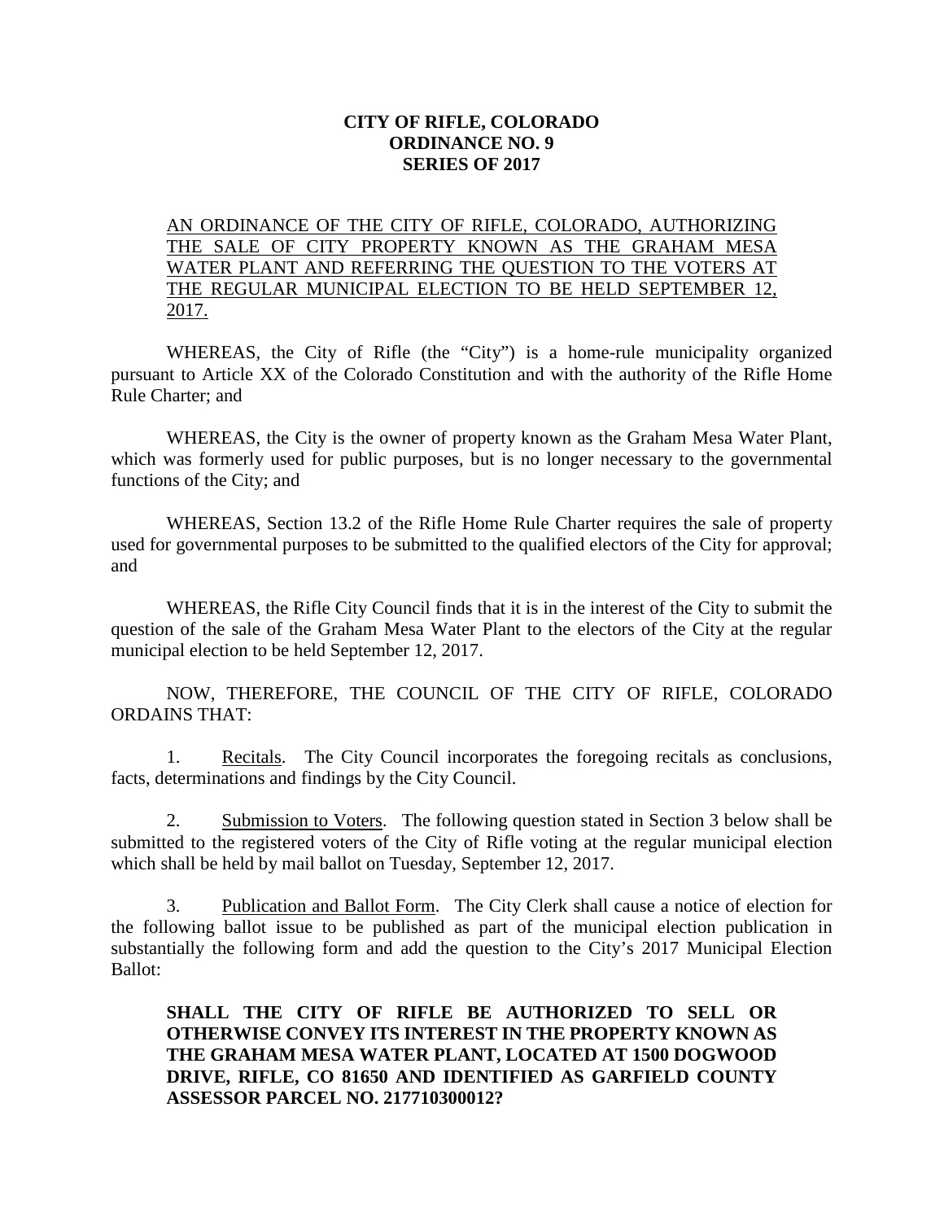**CITY OF RIFLE, COLORADO**
**ORDINANCE NO. 9**
**SERIES OF 2017**

AN ORDINANCE OF THE CITY OF RIFLE, COLORADO, AUTHORIZING THE SALE OF CITY PROPERTY KNOWN AS THE GRAHAM MESA WATER PLANT AND REFERRING THE QUESTION TO THE VOTERS AT THE REGULAR MUNICIPAL ELECTION TO BE HELD SEPTEMBER 12, 2017.

WHEREAS, the City of Rifle (the "City") is a home-rule municipality organized pursuant to Article XX of the Colorado Constitution and with the authority of the Rifle Home Rule Charter; and

WHEREAS, the City is the owner of property known as the Graham Mesa Water Plant, which was formerly used for public purposes, but is no longer necessary to the governmental functions of the City; and

WHEREAS, Section 13.2 of the Rifle Home Rule Charter requires the sale of property used for governmental purposes to be submitted to the qualified electors of the City for approval; and

WHEREAS, the Rifle City Council finds that it is in the interest of the City to submit the question of the sale of the Graham Mesa Water Plant to the electors of the City at the regular municipal election to be held September 12, 2017.

NOW, THEREFORE, THE COUNCIL OF THE CITY OF RIFLE, COLORADO ORDAINS THAT:

1. Recitals. The City Council incorporates the foregoing recitals as conclusions, facts, determinations and findings by the City Council.

2. Submission to Voters. The following question stated in Section 3 below shall be submitted to the registered voters of the City of Rifle voting at the regular municipal election which shall be held by mail ballot on Tuesday, September 12, 2017.

3. Publication and Ballot Form. The City Clerk shall cause a notice of election for the following ballot issue to be published as part of the municipal election publication in substantially the following form and add the question to the City's 2017 Municipal Election Ballot:

**SHALL THE CITY OF RIFLE BE AUTHORIZED TO SELL OR OTHERWISE CONVEY ITS INTEREST IN THE PROPERTY KNOWN AS THE GRAHAM MESA WATER PLANT, LOCATED AT 1500 DOGWOOD DRIVE, RIFLE, CO 81650 AND IDENTIFIED AS GARFIELD COUNTY ASSESSOR PARCEL NO. 217710300012?**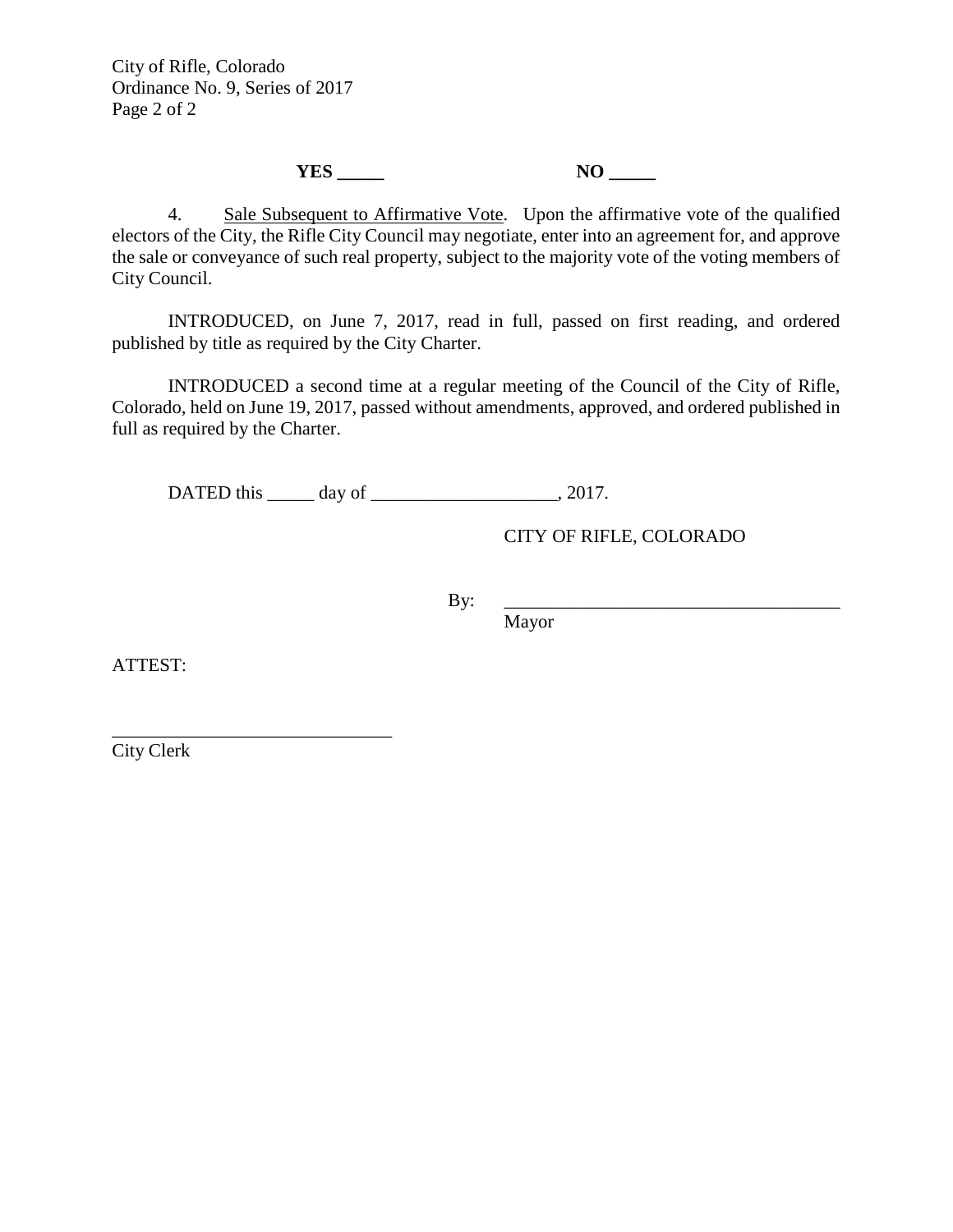**YES _____** **NO _____**

4. <u>Sale Subsequent to Affirmative Vote</u>. Upon the affirmative vote of the qualified electors of the City, the Rifle City Council may negotiate, enter into an agreement for, and approve the sale or conveyance of such real property, subject to the majority vote of the voting members of City Council.

INTRODUCED, on June 7, 2017, read in full, passed on first reading, and ordered published by title as required by the City Charter.

INTRODUCED a second time at a regular meeting of the Council of the City of Rifle, Colorado, held on June 19, 2017, passed without amendments, approved, and ordered published in full as required by the Charter.

DATED this _____ day of ____________________, 2017.

CITY OF RIFLE, COLORADO

By: ____________________________________
Mayor

ATTEST:

______________________________
City Clerk